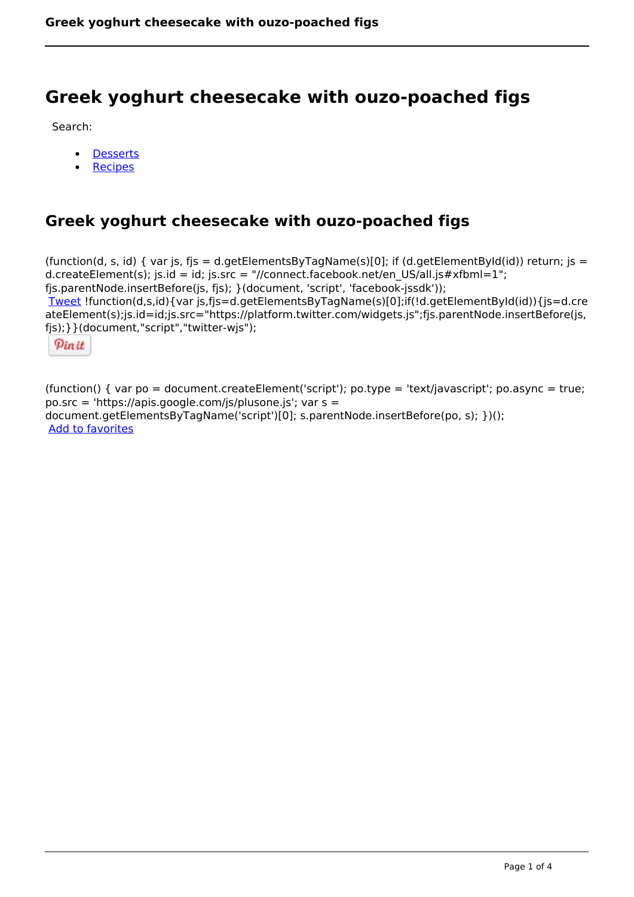# Greek yoghurt cheesecake with ouzo-poached figs

Search:

- Desserts
- Recipes

## Greek yoghurt cheesecake with ouzo-poached figs

(function(d, s, id) { var js, fjs = d.getElementsByTagName(s)[0]; if (d.getElementById(id)) return; js = d.createElement(s); js.id = id; js.src = "//connect.facebook.net/en_US/all.js#xfbml=1"; fjs.parentNode.insertBefore(js, fjs); }(document, 'script', 'facebook-jssdk'));

Tweet !function(d,s,id){var js,fjs=d.getElementsByTagName(s)[0];if(!d.getElementById(id)){js=d.createElement(s);js.id=id;js.src="https://platform.twitter.com/widgets.js";fjs.parentNode.insertBefore(js,fjs);}}(document,"script","twitter-wjs");

Pin it

(function() { var po = document.createElement('script'); po.type = 'text/javascript'; po.async = true; po.src = 'https://apis.google.com/js/plusone.js'; var s = document.getElementsByTagName('script')[0]; s.parentNode.insertBefore(po, s); })();

Add to favorites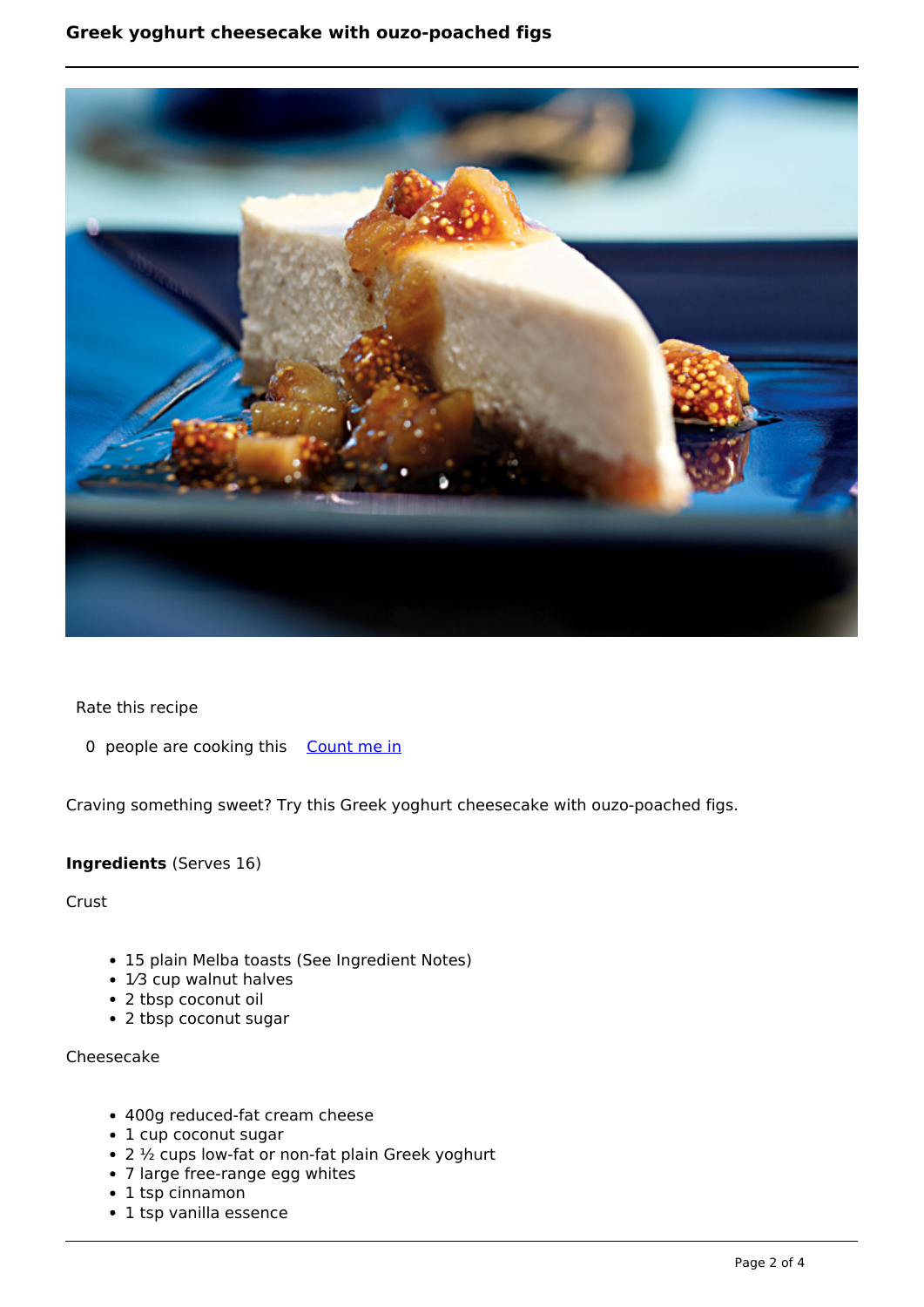# Greek yoghurt cheesecake with ouzo-poached figs

Rate this recipe

0 people are cooking this [Count me in]

Craving something sweet? Try this Greek yoghurt cheesecake with ouzo-poached figs.

**Ingredients** (Serves 16)

Crust

- 15 plain Melba toasts (See Ingredient Notes)
- 1⁄3 cup walnut halves
- 2 tbsp coconut oil
- 2 tbsp coconut sugar

Cheesecake

- 400g reduced-fat cream cheese
- 1 cup coconut sugar
- 2 ½ cups low-fat or non-fat plain Greek yoghurt
- 7 large free-range egg whites
- 1 tsp cinnamon
- 1 tsp vanilla essence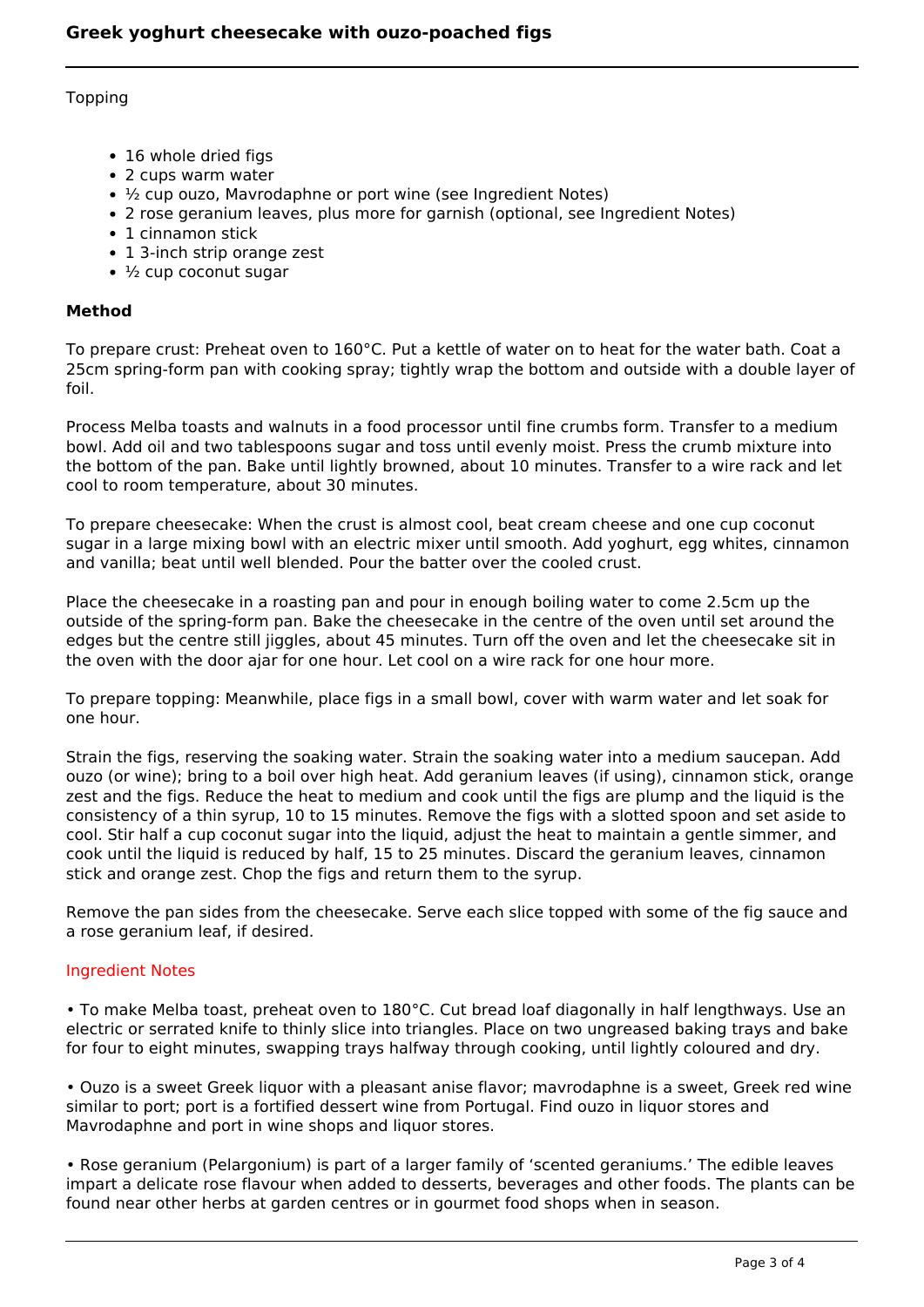Topping

- 16 whole dried figs
- 2 cups warm water
- ½ cup ouzo, Mavrodaphne or port wine (see Ingredient Notes)
- 2 rose geranium leaves, plus more for garnish (optional, see Ingredient Notes)
- 1 cinnamon stick
- 1 3-inch strip orange zest
- ½ cup coconut sugar

**Method**

To prepare crust: Preheat oven to 160°C. Put a kettle of water on to heat for the water bath. Coat a 25cm spring-form pan with cooking spray; tightly wrap the bottom and outside with a double layer of foil.

Process Melba toasts and walnuts in a food processor until fine crumbs form. Transfer to a medium bowl. Add oil and two tablespoons sugar and toss until evenly moist. Press the crumb mixture into the bottom of the pan. Bake until lightly browned, about 10 minutes. Transfer to a wire rack and let cool to room temperature, about 30 minutes.

To prepare cheesecake: When the crust is almost cool, beat cream cheese and one cup coconut sugar in a large mixing bowl with an electric mixer until smooth. Add yoghurt, egg whites, cinnamon and vanilla; beat until well blended. Pour the batter over the cooled crust.

Place the cheesecake in a roasting pan and pour in enough boiling water to come 2.5cm up the outside of the spring-form pan. Bake the cheesecake in the centre of the oven until set around the edges but the centre still jiggles, about 45 minutes. Turn off the oven and let the cheesecake sit in the oven with the door ajar for one hour. Let cool on a wire rack for one hour more.

To prepare topping: Meanwhile, place figs in a small bowl, cover with warm water and let soak for one hour.

Strain the figs, reserving the soaking water. Strain the soaking water into a medium saucepan. Add ouzo (or wine); bring to a boil over high heat. Add geranium leaves (if using), cinnamon stick, orange zest and the figs. Reduce the heat to medium and cook until the figs are plump and the liquid is the consistency of a thin syrup, 10 to 15 minutes. Remove the figs with a slotted spoon and set aside to cool. Stir half a cup coconut sugar into the liquid, adjust the heat to maintain a gentle simmer, and cook until the liquid is reduced by half, 15 to 25 minutes. Discard the geranium leaves, cinnamon stick and orange zest. Chop the figs and return them to the syrup.

Remove the pan sides from the cheesecake. Serve each slice topped with some of the fig sauce and a rose geranium leaf, if desired.

Ingredient Notes

• To make Melba toast, preheat oven to 180°C. Cut bread loaf diagonally in half lengthways. Use an electric or serrated knife to thinly slice into triangles. Place on two ungreased baking trays and bake for four to eight minutes, swapping trays halfway through cooking, until lightly coloured and dry.

• Ouzo is a sweet Greek liquor with a pleasant anise flavor; mavrodaphne is a sweet, Greek red wine similar to port; port is a fortified dessert wine from Portugal. Find ouzo in liquor stores and Mavrodaphne and port in wine shops and liquor stores.

• Rose geranium (Pelargonium) is part of a larger family of 'scented geraniums.' The edible leaves impart a delicate rose flavour when added to desserts, beverages and other foods. The plants can be found near other herbs at garden centres or in gourmet food shops when in season.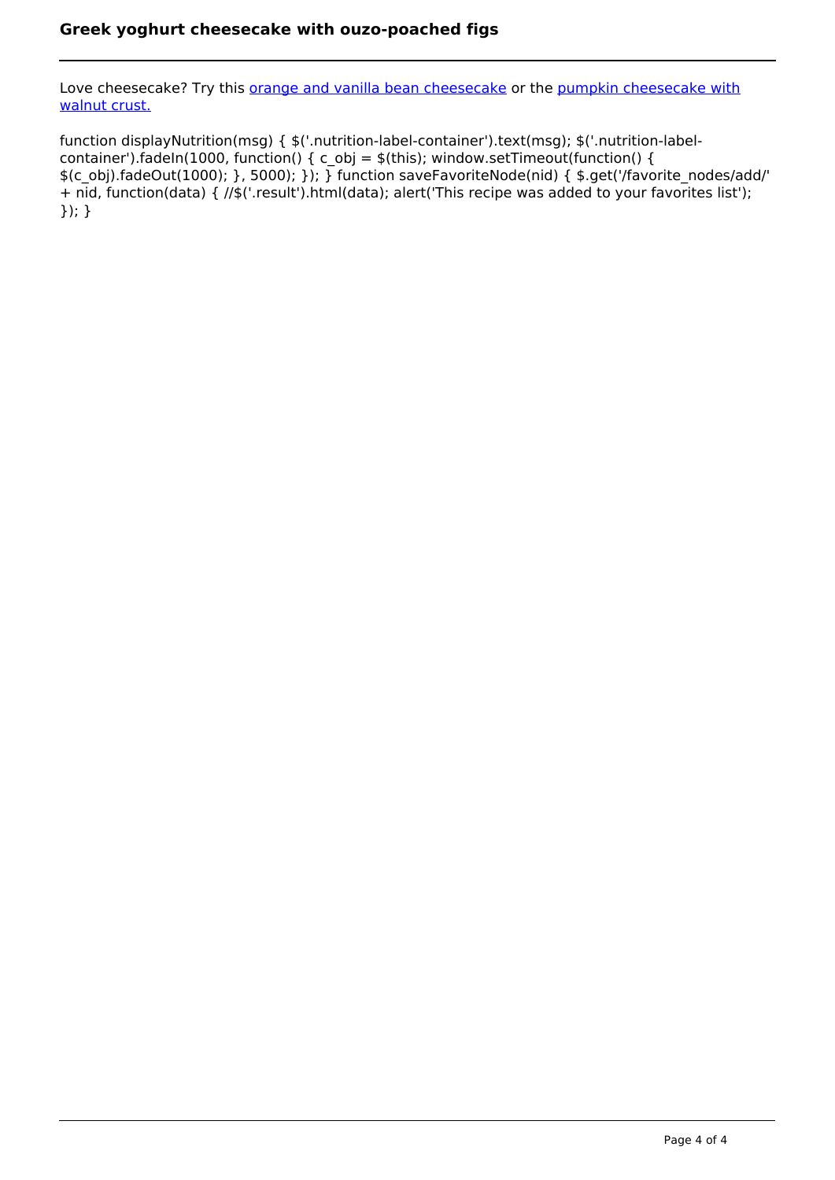Love cheesecake? Try this orange and vanilla bean cheesecake or the pumpkin cheesecake with walnut crust.

```
function displayNutrition(msg) { $('.nutrition-label-container').text(msg); $('.nutrition-label-container').fadeIn(1000, function() { c_obj = $(this); window.setTimeout(function() { $(c_obj).fadeOut(1000); }, 5000); }); } function saveFavoriteNode(nid) { $.get('/favorite_nodes/add/' + nid, function(data) { //$('.result').html(data); alert('This recipe was added to your favorites list'); }); }
```